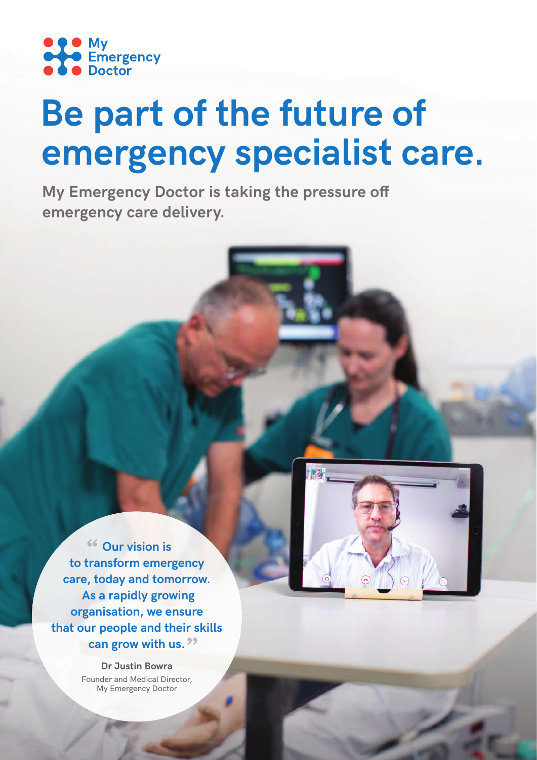My Emergency Doctor

# Be part of the future of emergency specialist care.

**My Emergency Doctor is taking the pressure off emergency care delivery.**

> "Our vision is to transform emergency care, today and tomorrow. As a rapidly growing organisation, we ensure that our people and their skills can grow with us."

**Dr Justin Bowra**
Founder and Medical Director, My Emergency Doctor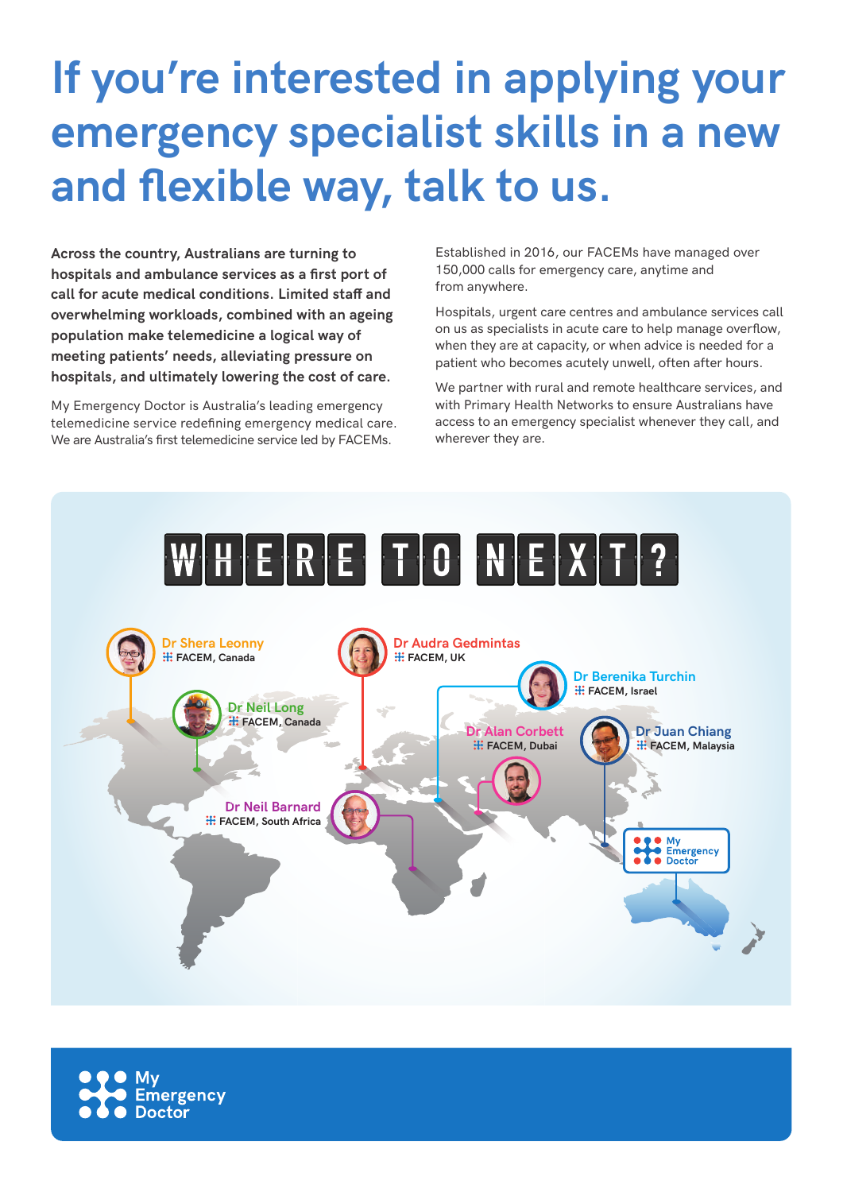# If you're interested in applying your emergency specialist skills in a new and flexible way, talk to us.

**Across the country, Australians are turning to hospitals and ambulance services as a first port of call for acute medical conditions. Limited staff and overwhelming workloads, combined with an ageing population make telemedicine a logical way of meeting patients' needs, alleviating pressure on hospitals, and ultimately lowering the cost of care.**

My Emergency Doctor is Australia's leading emergency telemedicine service redefining emergency medical care. We are Australia's first telemedicine service led by FACEMs.

Established in 2016, our FACEMs have managed over 150,000 calls for emergency care, anytime and from anywhere.

Hospitals, urgent care centres and ambulance services call on us as specialists in acute care to help manage overflow, when they are at capacity, or when advice is needed for a patient who becomes acutely unwell, often after hours.

We partner with rural and remote healthcare services, and with Primary Health Networks to ensure Australians have access to an emergency specialist whenever they call, and wherever they are.

## WHERE TO NEXT?

- **Dr Shera Leonny** – FACEM, Canada
- **Dr Neil Long** – FACEM, Canada
- **Dr Audra Gedmintas** – FACEM, UK
- **Dr Berenika Turchin** – FACEM, Israel
- **Dr Alan Corbett** – FACEM, Dubai
- **Dr Juan Chiang** – FACEM, Malaysia
- **Dr Neil Barnard** – FACEM, South Africa

My Emergency Doctor

My Emergency Doctor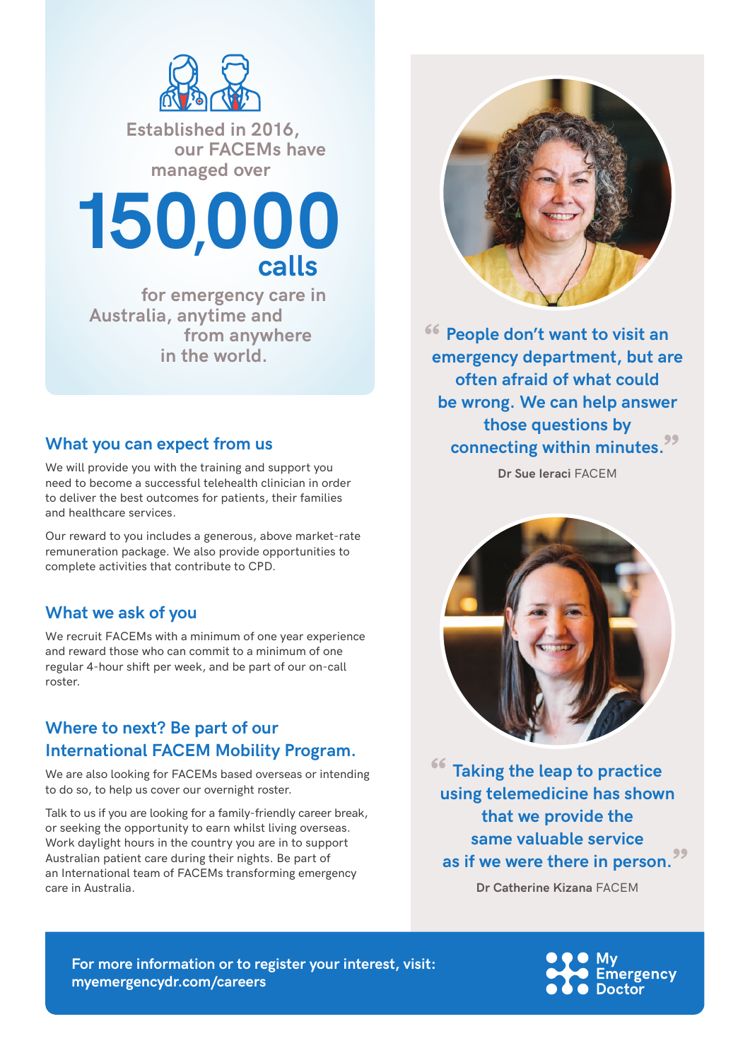Established in 2016, our FACEMs have managed over

**150,000 calls**

for emergency care in Australia, anytime and from anywhere in the world.

## What you can expect from us

We will provide you with the training and support you need to become a successful telehealth clinician in order to deliver the best outcomes for patients, their families and healthcare services.

Our reward to you includes a generous, above market-rate remuneration package. We also provide opportunities to complete activities that contribute to CPD.

## What we ask of you

We recruit FACEMs with a minimum of one year experience and reward those who can commit to a minimum of one regular 4-hour shift per week, and be part of our on-call roster.

## Where to next? Be part of our International FACEM Mobility Program.

We are also looking for FACEMs based overseas or intending to do so, to help us cover our overnight roster.

Talk to us if you are looking for a family-friendly career break, or seeking the opportunity to earn whilst living overseas. Work daylight hours in the country you are in to support Australian patient care during their nights. Be part of an International team of FACEMs transforming emergency care in Australia.

> "People don't want to visit an emergency department, but are often afraid of what could be wrong. We can help answer those questions by connecting within minutes."
>
> **Dr Sue Ieraci** FACEM

> "Taking the leap to practice using telemedicine has shown that we provide the same valuable service as if we were there in person."
>
> **Dr Catherine Kizana** FACEM

**For more information or to register your interest, visit: myemergencydr.com/careers**

My Emergency Doctor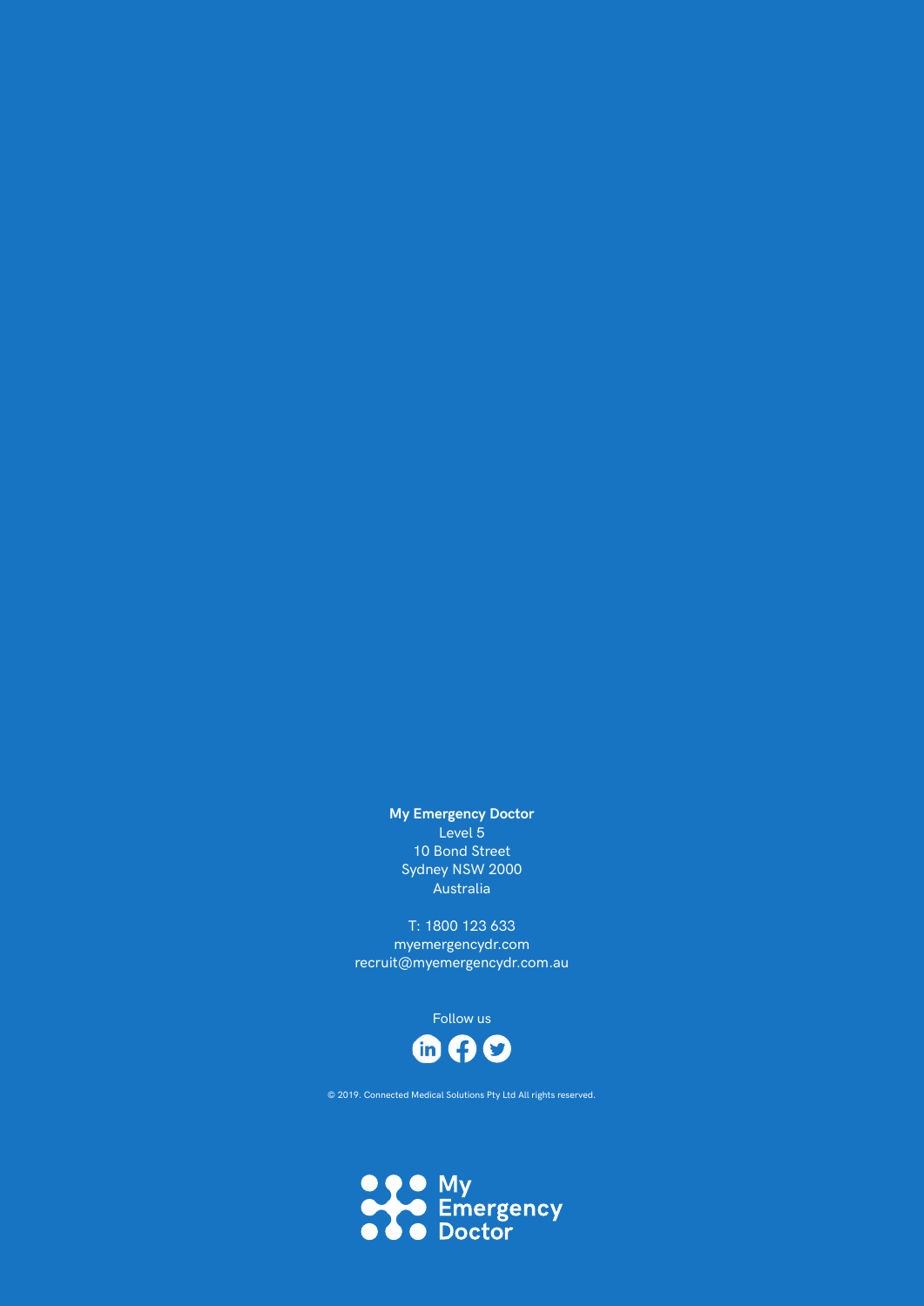**My Emergency Doctor**
Level 5
10 Bond Street
Sydney NSW 2000
Australia

T: 1800 123 633
myemergencydr.com
recruit@myemergencydr.com.au

Follow us

© 2019. Connected Medical Solutions Pty Ltd All rights reserved.

My Emergency Doctor